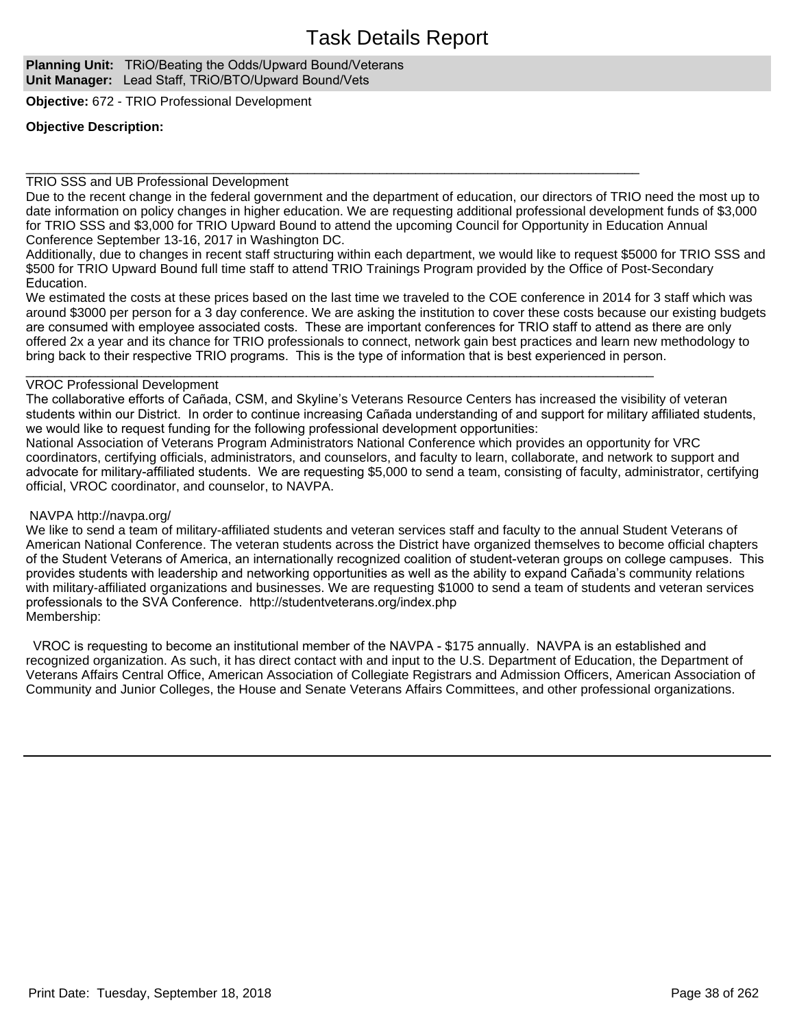# Task Details Report

**Planning Unit:** TRiO/Beating the Odds/Upward Bound/Veterans
**Unit Manager:** Lead Staff, TRiO/BTO/Upward Bound/Vets

**Objective:** 672 - TRIO Professional Development

**Objective Description:**

---

TRIO SSS and UB Professional Development
Due to the recent change in the federal government and the department of education, our directors of TRIO need the most up to date information on policy changes in higher education. We are requesting additional professional development funds of $3,000 for TRIO SSS and $3,000 for TRIO Upward Bound to attend the upcoming Council for Opportunity in Education Annual Conference September 13-16, 2017 in Washington DC.
Additionally, due to changes in recent staff structuring within each department, we would like to request $5000 for TRIO SSS and $500 for TRIO Upward Bound full time staff to attend TRIO Trainings Program provided by the Office of Post-Secondary Education.
We estimated the costs at these prices based on the last time we traveled to the COE conference in 2014 for 3 staff which was around $3000 per person for a 3 day conference. We are asking the institution to cover these costs because our existing budgets are consumed with employee associated costs. These are important conferences for TRIO staff to attend as there are only offered 2x a year and its chance for TRIO professionals to connect, network gain best practices and learn new methodology to bring back to their respective TRIO programs. This is the type of information that is best experienced in person.

---

VROC Professional Development
The collaborative efforts of Cañada, CSM, and Skyline's Veterans Resource Centers has increased the visibility of veteran students within our District. In order to continue increasing Cañada understanding of and support for military affiliated students, we would like to request funding for the following professional development opportunities:
National Association of Veterans Program Administrators National Conference which provides an opportunity for VRC coordinators, certifying officials, administrators, and counselors, and faculty to learn, collaborate, and network to support and advocate for military-affiliated students. We are requesting $5,000 to send a team, consisting of faculty, administrator, certifying official, VROC coordinator, and counselor, to NAVPA.

NAVPA http://navpa.org/
We like to send a team of military-affiliated students and veteran services staff and faculty to the annual Student Veterans of American National Conference. The veteran students across the District have organized themselves to become official chapters of the Student Veterans of America, an internationally recognized coalition of student-veteran groups on college campuses. This provides students with leadership and networking opportunities as well as the ability to expand Cañada's community relations with military-affiliated organizations and businesses. We are requesting $1000 to send a team of students and veteran services professionals to the SVA Conference. http://studentveterans.org/index.php
Membership:

VROC is requesting to become an institutional member of the NAVPA - $175 annually. NAVPA is an established and recognized organization. As such, it has direct contact with and input to the U.S. Department of Education, the Department of Veterans Affairs Central Office, American Association of Collegiate Registrars and Admission Officers, American Association of Community and Junior Colleges, the House and Senate Veterans Affairs Committees, and other professional organizations.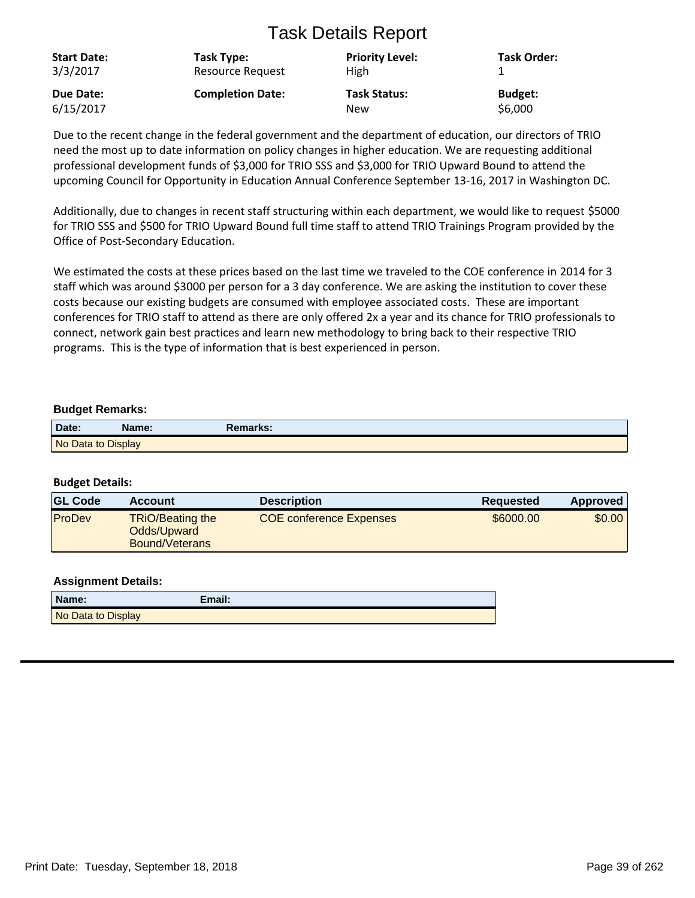# Task Details Report

| Start Date: | Task Type: | Priority Level: | Task Order: |
|---|---|---|---|
| 3/3/2017 | Resource Request | High | 1 |
| **Due Date:** | **Completion Date:** | **Task Status:** | **Budget:** |
| 6/15/2017 | | New | $6,000 |

Due to the recent change in the federal government and the department of education, our directors of TRIO need the most up to date information on policy changes in higher education. We are requesting additional professional development funds of $3,000 for TRIO SSS and $3,000 for TRIO Upward Bound to attend the upcoming Council for Opportunity in Education Annual Conference September 13-16, 2017 in Washington DC.

Additionally, due to changes in recent staff structuring within each department, we would like to request $5000 for TRIO SSS and $500 for TRIO Upward Bound full time staff to attend TRIO Trainings Program provided by the Office of Post-Secondary Education.

We estimated the costs at these prices based on the last time we traveled to the COE conference in 2014 for 3 staff which was around $3000 per person for a 3 day conference. We are asking the institution to cover these costs because our existing budgets are consumed with employee associated costs. These are important conferences for TRIO staff to attend as there are only offered 2x a year and its chance for TRIO professionals to connect, network gain best practices and learn new methodology to bring back to their respective TRIO programs. This is the type of information that is best experienced in person.

**Budget Remarks:**

| Date: | Name: | Remarks: |
|---|---|---|
| No Data to Display | | |

**Budget Details:**

| GL Code | Account | Description | Requested | Approved |
|---|---|---|---|---|
| ProDev | TRiO/Beating the Odds/Upward Bound/Veterans | COE conference Expenses | $6000.00 | $0.00 |

**Assignment Details:**

| Name: | Email: |
|---|---|
| No Data to Display | |

Print Date: Tuesday, September 18, 2018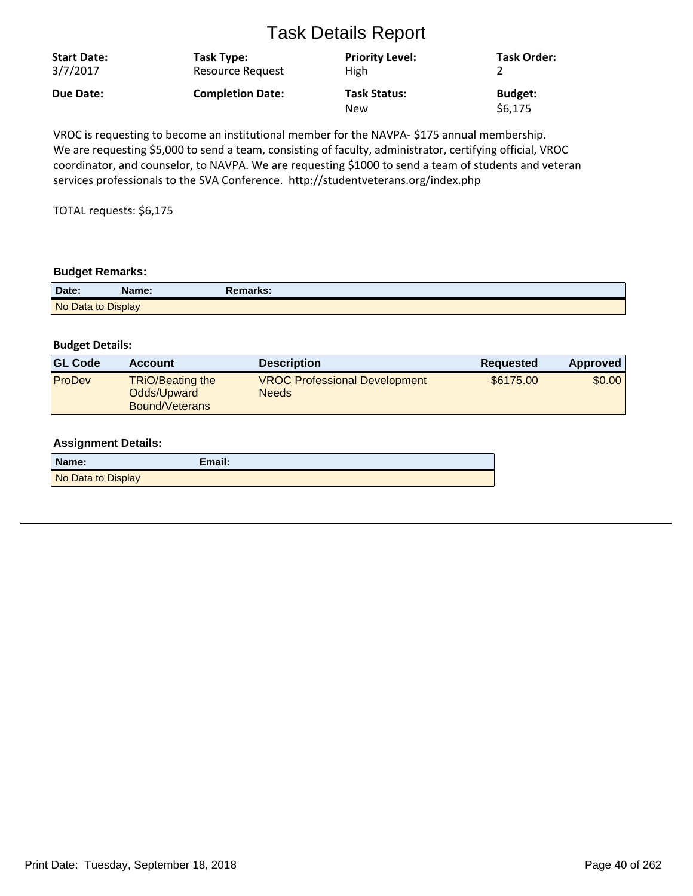# Task Details Report

| Start Date: | Task Type: | Priority Level: | Task Order: |
|---|---|---|---|
| 3/7/2017 | Resource Request | High | 2 |
| **Due Date:** | **Completion Date:** | **Task Status:** | **Budget:** |
| | | New | $6,175 |

VROC is requesting to become an institutional member for the NAVPA- $175 annual membership. We are requesting $5,000 to send a team, consisting of faculty, administrator, certifying official, VROC coordinator, and counselor, to NAVPA. We are requesting $1000 to send a team of students and veteran services professionals to the SVA Conference. http://studentveterans.org/index.php

TOTAL requests: $6,175

### Budget Remarks:

| Date: | Name: | Remarks: |
|---|---|---|
| No Data to Display | | |

### Budget Details:

| GL Code | Account | Description | Requested | Approved |
|---|---|---|---|---|
| ProDev | TRiO/Beating the Odds/Upward Bound/Veterans | VROC Professional Development Needs | $6175.00 | $0.00 |

### Assignment Details:

| Name: | Email: |
|---|---|
| No Data to Display | |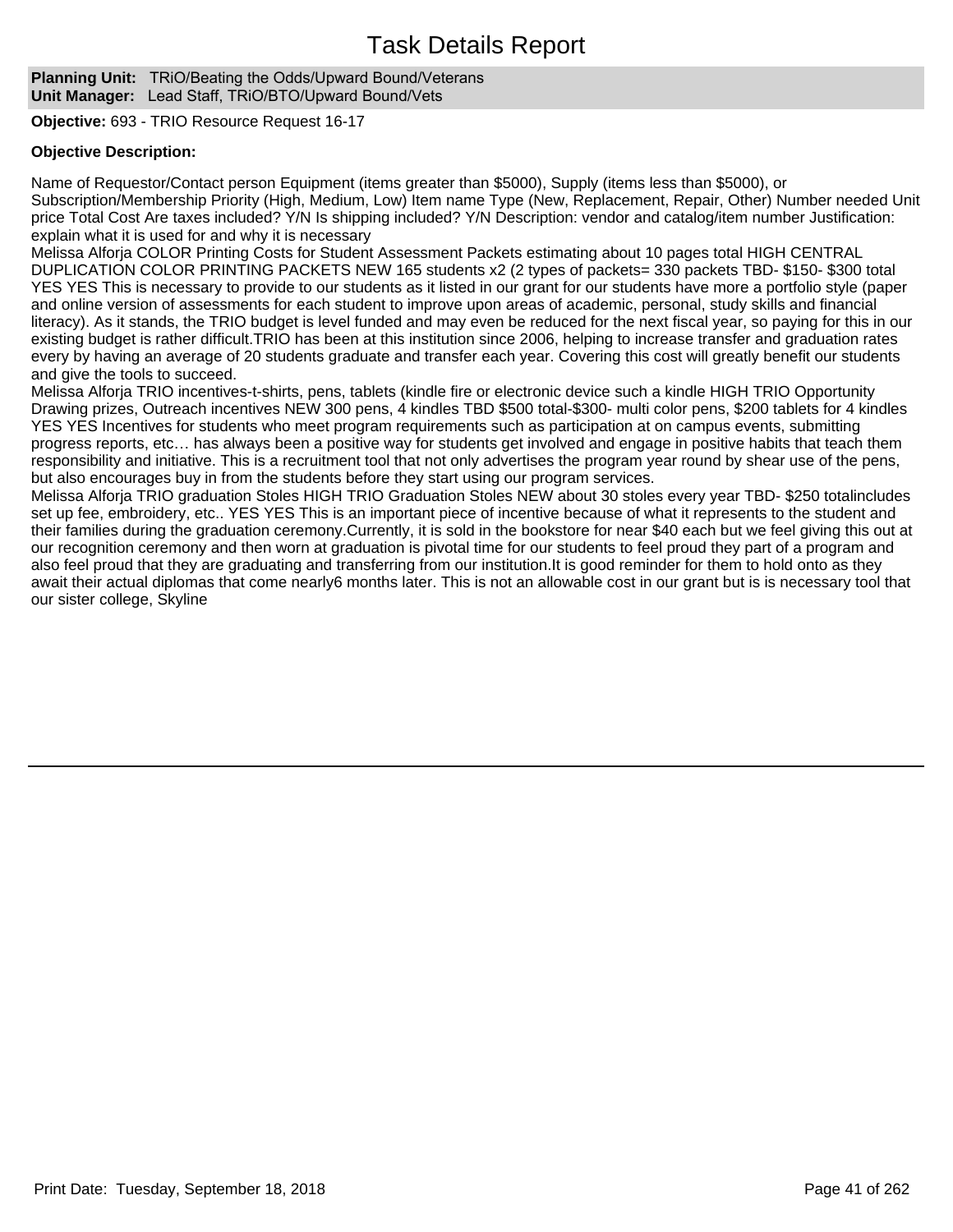# Task Details Report

**Planning Unit:** TRiO/Beating the Odds/Upward Bound/Veterans
**Unit Manager:** Lead Staff, TRiO/BTO/Upward Bound/Vets

**Objective:** 693 - TRIO Resource Request 16-17

**Objective Description:**

Name of Requestor/Contact person Equipment (items greater than $5000), Supply (items less than $5000), or Subscription/Membership Priority (High, Medium, Low) Item name Type (New, Replacement, Repair, Other) Number needed Unit price Total Cost Are taxes included? Y/N Is shipping included? Y/N Description: vendor and catalog/item number Justification: explain what it is used for and why it is necessary
Melissa Alforja COLOR Printing Costs for Student Assessment Packets estimating about 10 pages total HIGH CENTRAL DUPLICATION COLOR PRINTING PACKETS NEW 165 students x2 (2 types of packets= 330 packets TBD- $150- $300 total YES YES This is necessary to provide to our students as it listed in our grant for our students have more a portfolio style (paper and online version of assessments for each student to improve upon areas of academic, personal, study skills and financial literacy). As it stands, the TRIO budget is level funded and may even be reduced for the next fiscal year, so paying for this in our existing budget is rather difficult.TRIO has been at this institution since 2006, helping to increase transfer and graduation rates every by having an average of 20 students graduate and transfer each year. Covering this cost will greatly benefit our students and give the tools to succeed.
Melissa Alforja TRIO incentives-t-shirts, pens, tablets (kindle fire or electronic device such a kindle HIGH TRIO Opportunity Drawing prizes, Outreach incentives NEW 300 pens, 4 kindles TBD $500 total-$300- multi color pens, $200 tablets for 4 kindles YES YES Incentives for students who meet program requirements such as participation at on campus events, submitting progress reports, etc… has always been a positive way for students get involved and engage in positive habits that teach them responsibility and initiative. This is a recruitment tool that not only advertises the program year round by shear use of the pens, but also encourages buy in from the students before they start using our program services.
Melissa Alforja TRIO graduation Stoles HIGH TRIO Graduation Stoles NEW about 30 stoles every year TBD- $250 totalincludes set up fee, embroidery, etc.. YES YES This is an important piece of incentive because of what it represents to the student and their families during the graduation ceremony.Currently, it is sold in the bookstore for near $40 each but we feel giving this out at our recognition ceremony and then worn at graduation is pivotal time for our students to feel proud they part of a program and also feel proud that they are graduating and transferring from our institution.It is good reminder for them to hold onto as they await their actual diplomas that come nearly6 months later. This is not an allowable cost in our grant but is is necessary tool that our sister college, Skyline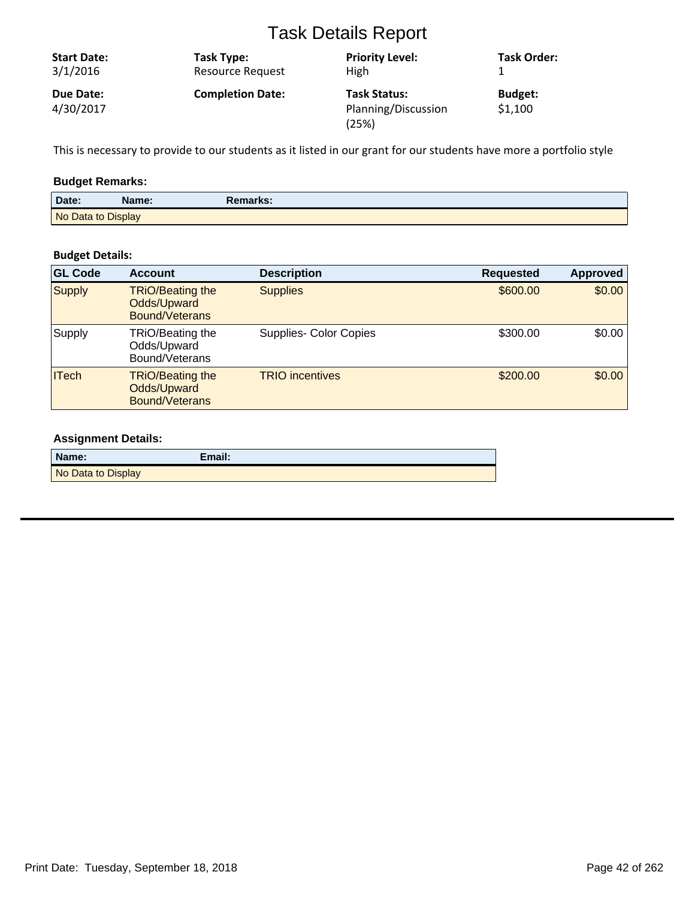# Task Details Report

| Start Date: | Task Type: | Priority Level: | Task Order: |
|---|---|---|---|
| 3/1/2016 | Resource Request | High | 1 |
| **Due Date:** | **Completion Date:** | **Task Status:** | **Budget:** |
| 4/30/2017 | | Planning/Discussion (25%) | $1,100 |

This is necessary to provide to our students as it listed in our grant for our students have more a portfolio style

### Budget Remarks:

| Date: | Name: | Remarks: |
|---|---|---|
| No Data to Display | | |

### Budget Details:

| GL Code | Account | Description | Requested | Approved |
|---|---|---|---|---|
| Supply | TRiO/Beating the Odds/Upward Bound/Veterans | Supplies | $600.00 | $0.00 |
| Supply | TRiO/Beating the Odds/Upward Bound/Veterans | Supplies- Color Copies | $300.00 | $0.00 |
| ITech | TRiO/Beating the Odds/Upward Bound/Veterans | TRIO incentives | $200.00 | $0.00 |

### Assignment Details:

| Name: | Email: |
|---|---|
| No Data to Display | |

Print Date: Tuesday, September 18, 2018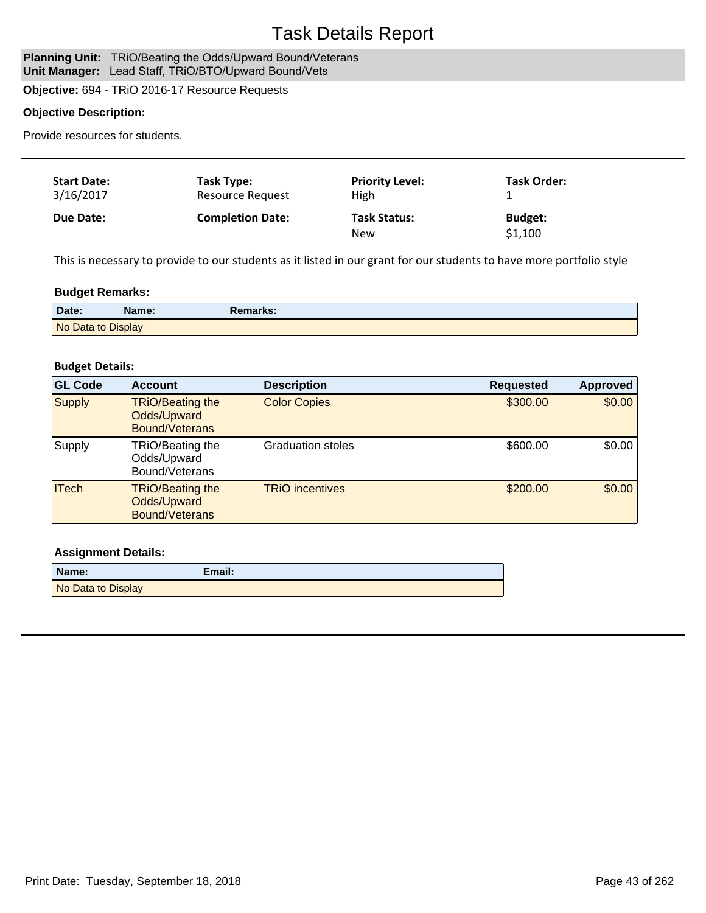# Task Details Report

**Planning Unit:** TRiO/Beating the Odds/Upward Bound/Veterans
**Unit Manager:** Lead Staff, TRiO/BTO/Upward Bound/Vets

**Objective:** 694 - TRiO 2016-17 Resource Requests

**Objective Description:**

Provide resources for students.

---

| **Start Date:** | **Task Type:** | **Priority Level:** | **Task Order:** |
|---|---|---|---|
| 3/16/2017 | Resource Request | High | 1 |
| **Due Date:** | **Completion Date:** | **Task Status:** | **Budget:** |
| | | New | $1,100 |

This is necessary to provide to our students as it listed in our grant for our students to have more portfolio style

**Budget Remarks:**

| Date: | Name: | Remarks: |
|---|---|---|
| No Data to Display | | |

**Budget Details:**

| GL Code | Account | Description | Requested | Approved |
|---|---|---|---|---|
| Supply | TRiO/Beating the Odds/Upward Bound/Veterans | Color Copies | $300.00 | $0.00 |
| Supply | TRiO/Beating the Odds/Upward Bound/Veterans | Graduation stoles | $600.00 | $0.00 |
| ITech | TRiO/Beating the Odds/Upward Bound/Veterans | TRiO incentives | $200.00 | $0.00 |

**Assignment Details:**

| Name: | Email: |
|---|---|
| No Data to Display | |

---